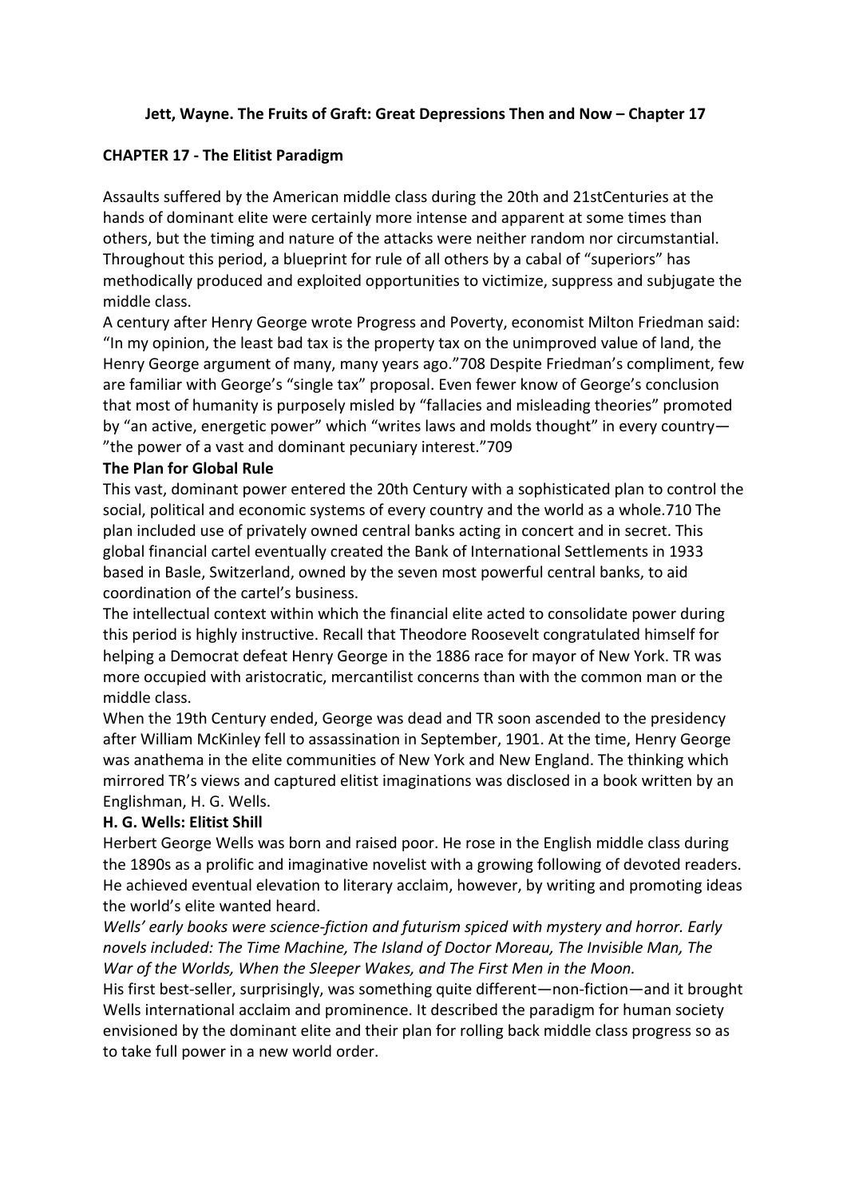**Jett, Wayne. The Fruits of Graft: Great Depressions Then and Now – Chapter 17**

## CHAPTER 17 - The Elitist Paradigm

Assaults suffered by the American middle class during the 20th and 21stCenturies at the hands of dominant elite were certainly more intense and apparent at some times than others, but the timing and nature of the attacks were neither random nor circumstantial. Throughout this period, a blueprint for rule of all others by a cabal of "superiors" has methodically produced and exploited opportunities to victimize, suppress and subjugate the middle class.

A century after Henry George wrote Progress and Poverty, economist Milton Friedman said: "In my opinion, the least bad tax is the property tax on the unimproved value of land, the Henry George argument of many, many years ago."708 Despite Friedman's compliment, few are familiar with George's "single tax" proposal. Even fewer know of George's conclusion that most of humanity is purposely misled by "fallacies and misleading theories" promoted by "an active, energetic power" which "writes laws and molds thought" in every country—"the power of a vast and dominant pecuniary interest."709

### The Plan for Global Rule

This vast, dominant power entered the 20th Century with a sophisticated plan to control the social, political and economic systems of every country and the world as a whole.710 The plan included use of privately owned central banks acting in concert and in secret. This global financial cartel eventually created the Bank of International Settlements in 1933 based in Basle, Switzerland, owned by the seven most powerful central banks, to aid coordination of the cartel's business.

The intellectual context within which the financial elite acted to consolidate power during this period is highly instructive. Recall that Theodore Roosevelt congratulated himself for helping a Democrat defeat Henry George in the 1886 race for mayor of New York. TR was more occupied with aristocratic, mercantilist concerns than with the common man or the middle class.

When the 19th Century ended, George was dead and TR soon ascended to the presidency after William McKinley fell to assassination in September, 1901. At the time, Henry George was anathema in the elite communities of New York and New England. The thinking which mirrored TR's views and captured elitist imaginations was disclosed in a book written by an Englishman, H. G. Wells.

### H. G. Wells: Elitist Shill

Herbert George Wells was born and raised poor. He rose in the English middle class during the 1890s as a prolific and imaginative novelist with a growing following of devoted readers. He achieved eventual elevation to literary acclaim, however, by writing and promoting ideas the world's elite wanted heard.

*Wells' early books were science-fiction and futurism spiced with mystery and horror. Early novels included: The Time Machine, The Island of Doctor Moreau, The Invisible Man, The War of the Worlds, When the Sleeper Wakes, and The First Men in the Moon.*

His first best-seller, surprisingly, was something quite different—non-fiction—and it brought Wells international acclaim and prominence. It described the paradigm for human society envisioned by the dominant elite and their plan for rolling back middle class progress so as to take full power in a new world order.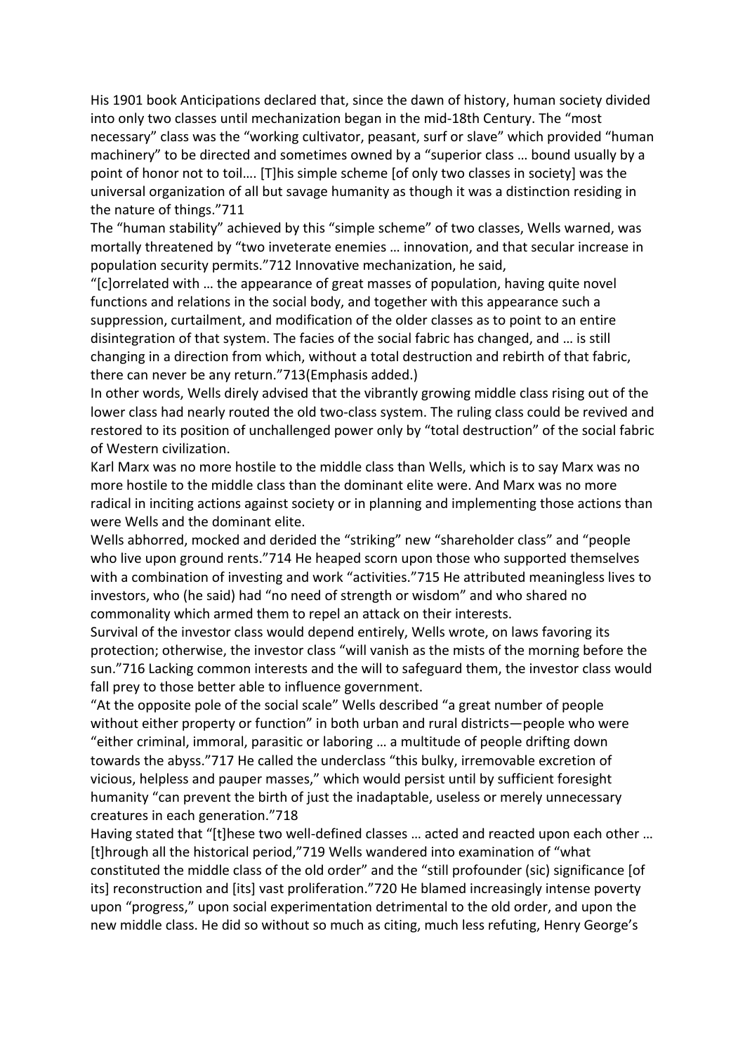His 1901 book Anticipations declared that, since the dawn of history, human society divided into only two classes until mechanization began in the mid-18th Century. The "most necessary" class was the "working cultivator, peasant, surf or slave" which provided "human machinery" to be directed and sometimes owned by a "superior class … bound usually by a point of honor not to toil…. [T]his simple scheme [of only two classes in society] was the universal organization of all but savage humanity as though it was a distinction residing in the nature of things."711

The "human stability" achieved by this "simple scheme" of two classes, Wells warned, was mortally threatened by "two inveterate enemies … innovation, and that secular increase in population security permits."712 Innovative mechanization, he said,

"[c]orrelated with … the appearance of great masses of population, having quite novel functions and relations in the social body, and together with this appearance such a suppression, curtailment, and modification of the older classes as to point to an entire disintegration of that system. The facies of the social fabric has changed, and … is still changing in a direction from which, without a total destruction and rebirth of that fabric, there can never be any return."713(Emphasis added.)

In other words, Wells direly advised that the vibrantly growing middle class rising out of the lower class had nearly routed the old two-class system. The ruling class could be revived and restored to its position of unchallenged power only by "total destruction" of the social fabric of Western civilization.

Karl Marx was no more hostile to the middle class than Wells, which is to say Marx was no more hostile to the middle class than the dominant elite were. And Marx was no more radical in inciting actions against society or in planning and implementing those actions than were Wells and the dominant elite.

Wells abhorred, mocked and derided the "striking" new "shareholder class" and "people who live upon ground rents."714 He heaped scorn upon those who supported themselves with a combination of investing and work "activities."715 He attributed meaningless lives to investors, who (he said) had "no need of strength or wisdom" and who shared no commonality which armed them to repel an attack on their interests.

Survival of the investor class would depend entirely, Wells wrote, on laws favoring its protection; otherwise, the investor class "will vanish as the mists of the morning before the sun."716 Lacking common interests and the will to safeguard them, the investor class would fall prey to those better able to influence government.

"At the opposite pole of the social scale" Wells described "a great number of people without either property or function" in both urban and rural districts—people who were "either criminal, immoral, parasitic or laboring … a multitude of people drifting down towards the abyss."717 He called the underclass "this bulky, irremovable excretion of vicious, helpless and pauper masses," which would persist until by sufficient foresight humanity "can prevent the birth of just the inadaptable, useless or merely unnecessary creatures in each generation."718

Having stated that "[t]hese two well-defined classes … acted and reacted upon each other … [t]hrough all the historical period,"719 Wells wandered into examination of "what constituted the middle class of the old order" and the "still profounder (sic) significance [of its] reconstruction and [its] vast proliferation."720 He blamed increasingly intense poverty upon "progress," upon social experimentation detrimental to the old order, and upon the new middle class. He did so without so much as citing, much less refuting, Henry George's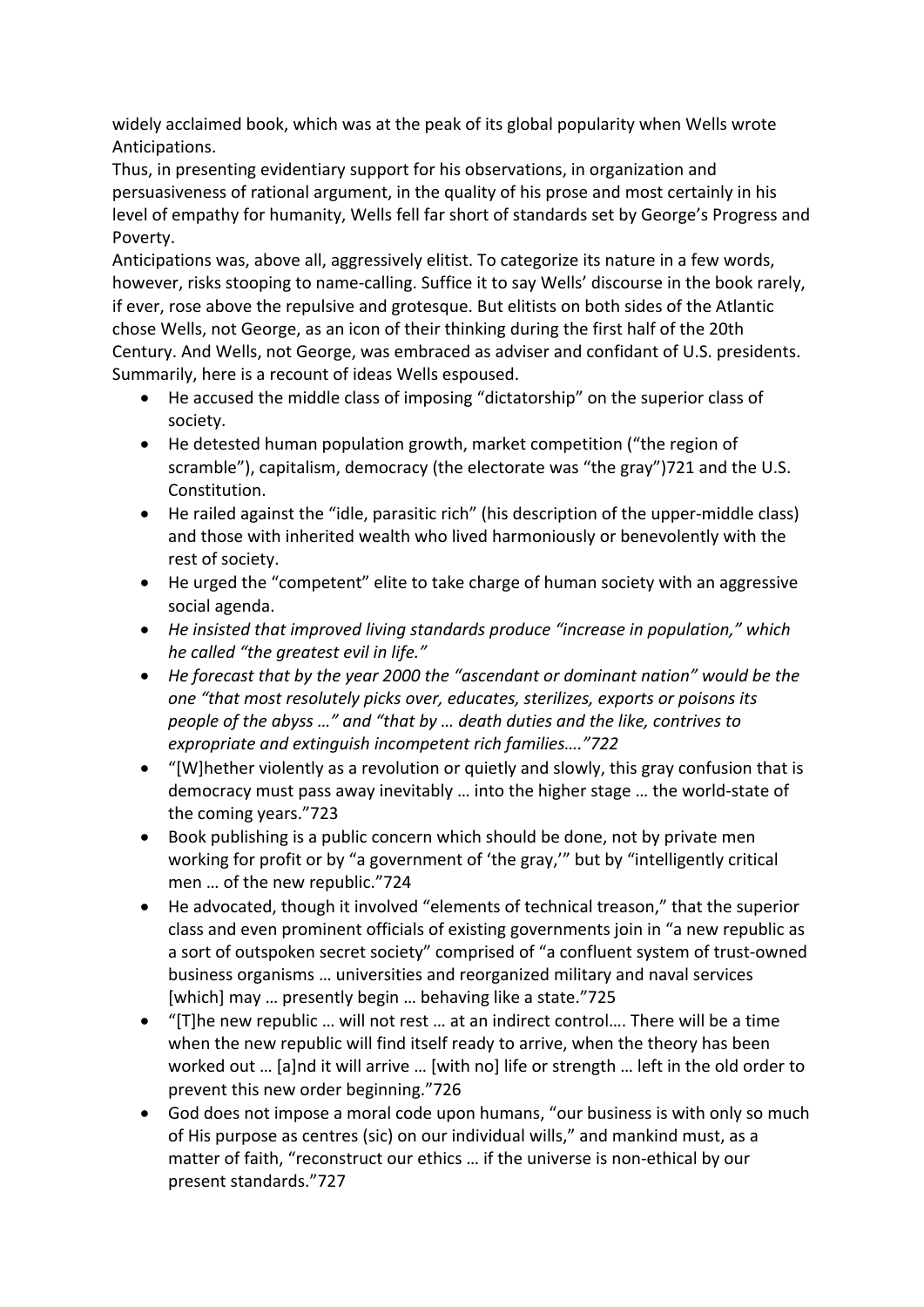widely acclaimed book, which was at the peak of its global popularity when Wells wrote Anticipations.

Thus, in presenting evidentiary support for his observations, in organization and persuasiveness of rational argument, in the quality of his prose and most certainly in his level of empathy for humanity, Wells fell far short of standards set by George's Progress and Poverty.

Anticipations was, above all, aggressively elitist. To categorize its nature in a few words, however, risks stooping to name-calling. Suffice it to say Wells' discourse in the book rarely, if ever, rose above the repulsive and grotesque. But elitists on both sides of the Atlantic chose Wells, not George, as an icon of their thinking during the first half of the 20th Century. And Wells, not George, was embraced as adviser and confidant of U.S. presidents. Summarily, here is a recount of ideas Wells espoused.

- He accused the middle class of imposing "dictatorship" on the superior class of society.
- He detested human population growth, market competition ("the region of scramble"), capitalism, democracy (the electorate was "the gray")721 and the U.S. Constitution.
- He railed against the "idle, parasitic rich" (his description of the upper-middle class) and those with inherited wealth who lived harmoniously or benevolently with the rest of society.
- He urged the "competent" elite to take charge of human society with an aggressive social agenda.
- *He insisted that improved living standards produce "increase in population," which he called "the greatest evil in life."*
- *He forecast that by the year 2000 the "ascendant or dominant nation" would be the one "that most resolutely picks over, educates, sterilizes, exports or poisons its people of the abyss …" and "that by … death duties and the like, contrives to expropriate and extinguish incompetent rich families…."722*
- "[W]hether violently as a revolution or quietly and slowly, this gray confusion that is democracy must pass away inevitably … into the higher stage … the world-state of the coming years."723
- Book publishing is a public concern which should be done, not by private men working for profit or by "a government of 'the gray,'" but by "intelligently critical men … of the new republic."724
- He advocated, though it involved "elements of technical treason," that the superior class and even prominent officials of existing governments join in "a new republic as a sort of outspoken secret society" comprised of "a confluent system of trust-owned business organisms … universities and reorganized military and naval services [which] may … presently begin … behaving like a state."725
- "[T]he new republic … will not rest … at an indirect control…. There will be a time when the new republic will find itself ready to arrive, when the theory has been worked out … [a]nd it will arrive … [with no] life or strength … left in the old order to prevent this new order beginning."726
- God does not impose a moral code upon humans, "our business is with only so much of His purpose as centres (sic) on our individual wills," and mankind must, as a matter of faith, "reconstruct our ethics … if the universe is non-ethical by our present standards."727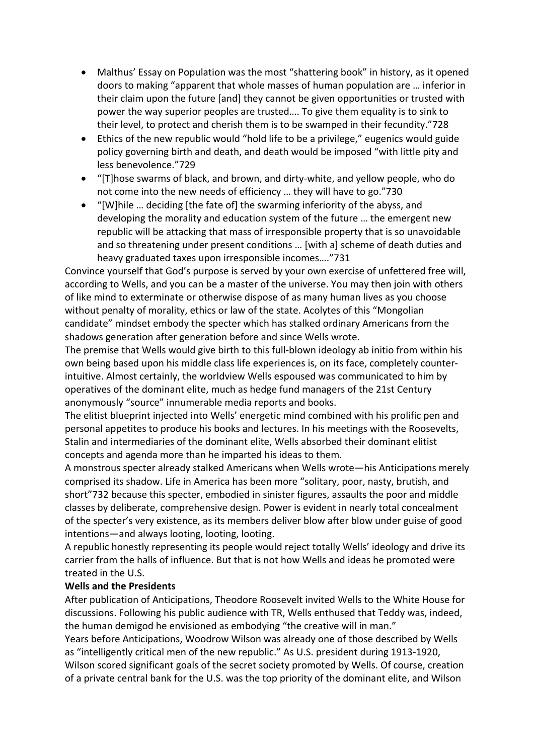- Malthus' Essay on Population was the most "shattering book" in history, as it opened doors to making "apparent that whole masses of human population are … inferior in their claim upon the future [and] they cannot be given opportunities or trusted with power the way superior peoples are trusted…. To give them equality is to sink to their level, to protect and cherish them is to be swamped in their fecundity."728
- Ethics of the new republic would "hold life to be a privilege," eugenics would guide policy governing birth and death, and death would be imposed "with little pity and less benevolence."729
- "[T]hose swarms of black, and brown, and dirty-white, and yellow people, who do not come into the new needs of efficiency … they will have to go."730
- "[W]hile … deciding [the fate of] the swarming inferiority of the abyss, and developing the morality and education system of the future … the emergent new republic will be attacking that mass of irresponsible property that is so unavoidable and so threatening under present conditions … [with a] scheme of death duties and heavy graduated taxes upon irresponsible incomes…."731

Convince yourself that God's purpose is served by your own exercise of unfettered free will, according to Wells, and you can be a master of the universe. You may then join with others of like mind to exterminate or otherwise dispose of as many human lives as you choose without penalty of morality, ethics or law of the state. Acolytes of this "Mongolian candidate" mindset embody the specter which has stalked ordinary Americans from the shadows generation after generation before and since Wells wrote.

The premise that Wells would give birth to this full-blown ideology ab initio from within his own being based upon his middle class life experiences is, on its face, completely counter-intuitive. Almost certainly, the worldview Wells espoused was communicated to him by operatives of the dominant elite, much as hedge fund managers of the 21st Century anonymously "source" innumerable media reports and books.

The elitist blueprint injected into Wells' energetic mind combined with his prolific pen and personal appetites to produce his books and lectures. In his meetings with the Roosevelts, Stalin and intermediaries of the dominant elite, Wells absorbed their dominant elitist concepts and agenda more than he imparted his ideas to them.

A monstrous specter already stalked Americans when Wells wrote—his Anticipations merely comprised its shadow. Life in America has been more "solitary, poor, nasty, brutish, and short"732 because this specter, embodied in sinister figures, assaults the poor and middle classes by deliberate, comprehensive design. Power is evident in nearly total concealment of the specter's very existence, as its members deliver blow after blow under guise of good intentions—and always looting, looting, looting.

A republic honestly representing its people would reject totally Wells' ideology and drive its carrier from the halls of influence. But that is not how Wells and ideas he promoted were treated in the U.S.

**Wells and the Presidents**

After publication of Anticipations, Theodore Roosevelt invited Wells to the White House for discussions. Following his public audience with TR, Wells enthused that Teddy was, indeed, the human demigod he envisioned as embodying "the creative will in man."

Years before Anticipations, Woodrow Wilson was already one of those described by Wells as "intelligently critical men of the new republic." As U.S. president during 1913-1920, Wilson scored significant goals of the secret society promoted by Wells. Of course, creation of a private central bank for the U.S. was the top priority of the dominant elite, and Wilson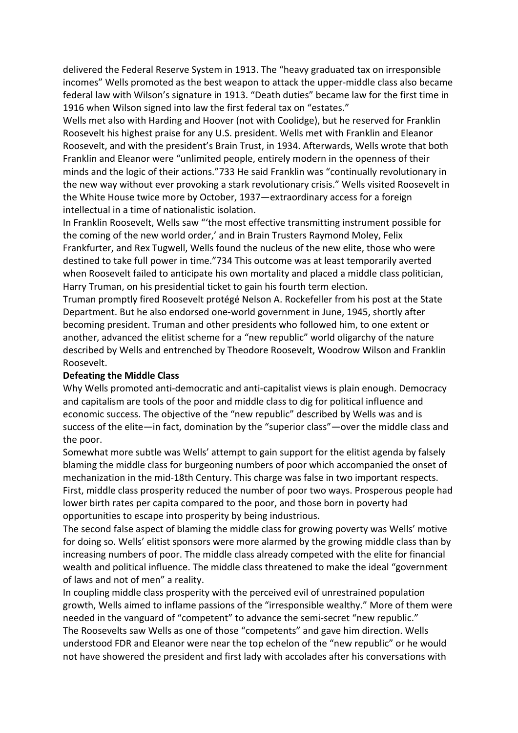delivered the Federal Reserve System in 1913. The "heavy graduated tax on irresponsible incomes" Wells promoted as the best weapon to attack the upper-middle class also became federal law with Wilson's signature in 1913. "Death duties" became law for the first time in 1916 when Wilson signed into law the first federal tax on "estates."

Wells met also with Harding and Hoover (not with Coolidge), but he reserved for Franklin Roosevelt his highest praise for any U.S. president. Wells met with Franklin and Eleanor Roosevelt, and with the president's Brain Trust, in 1934. Afterwards, Wells wrote that both Franklin and Eleanor were "unlimited people, entirely modern in the openness of their minds and the logic of their actions."733 He said Franklin was "continually revolutionary in the new way without ever provoking a stark revolutionary crisis." Wells visited Roosevelt in the White House twice more by October, 1937—extraordinary access for a foreign intellectual in a time of nationalistic isolation.

In Franklin Roosevelt, Wells saw "'the most effective transmitting instrument possible for the coming of the new world order,' and in Brain Trusters Raymond Moley, Felix Frankfurter, and Rex Tugwell, Wells found the nucleus of the new elite, those who were destined to take full power in time."734 This outcome was at least temporarily averted when Roosevelt failed to anticipate his own mortality and placed a middle class politician, Harry Truman, on his presidential ticket to gain his fourth term election.

Truman promptly fired Roosevelt protégé Nelson A. Rockefeller from his post at the State Department. But he also endorsed one-world government in June, 1945, shortly after becoming president. Truman and other presidents who followed him, to one extent or another, advanced the elitist scheme for a "new republic" world oligarchy of the nature described by Wells and entrenched by Theodore Roosevelt, Woodrow Wilson and Franklin Roosevelt.

**Defeating the Middle Class**

Why Wells promoted anti-democratic and anti-capitalist views is plain enough. Democracy and capitalism are tools of the poor and middle class to dig for political influence and economic success. The objective of the "new republic" described by Wells was and is success of the elite—in fact, domination by the "superior class"—over the middle class and the poor.

Somewhat more subtle was Wells' attempt to gain support for the elitist agenda by falsely blaming the middle class for burgeoning numbers of poor which accompanied the onset of mechanization in the mid-18th Century. This charge was false in two important respects. First, middle class prosperity reduced the number of poor two ways. Prosperous people had lower birth rates per capita compared to the poor, and those born in poverty had opportunities to escape into prosperity by being industrious.

The second false aspect of blaming the middle class for growing poverty was Wells' motive for doing so. Wells' elitist sponsors were more alarmed by the growing middle class than by increasing numbers of poor. The middle class already competed with the elite for financial wealth and political influence. The middle class threatened to make the ideal "government of laws and not of men" a reality.

In coupling middle class prosperity with the perceived evil of unrestrained population growth, Wells aimed to inflame passions of the "irresponsible wealthy." More of them were needed in the vanguard of "competent" to advance the semi-secret "new republic."

The Roosevelts saw Wells as one of those "competents" and gave him direction. Wells understood FDR and Eleanor were near the top echelon of the "new republic" or he would not have showered the president and first lady with accolades after his conversations with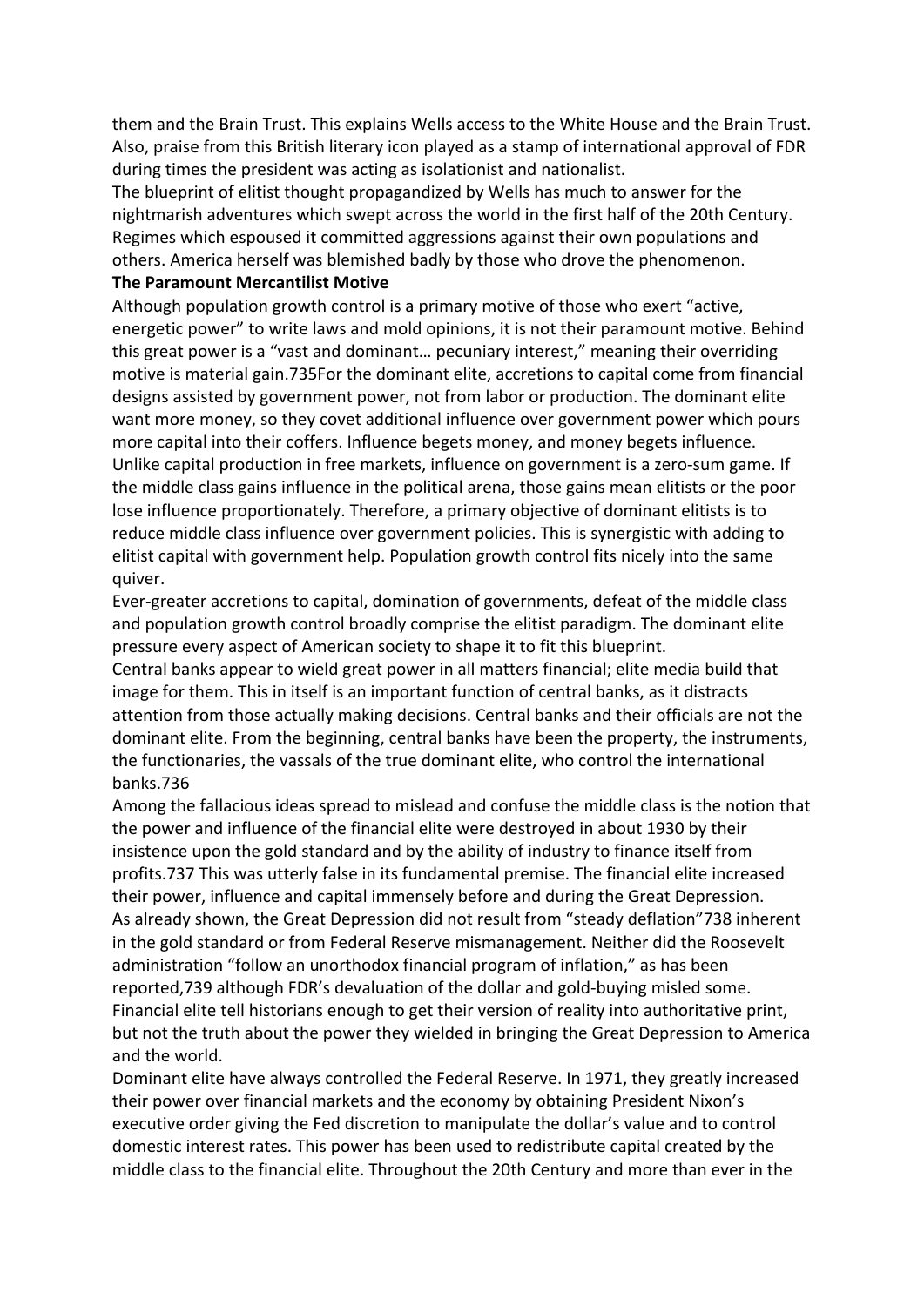them and the Brain Trust. This explains Wells access to the White House and the Brain Trust. Also, praise from this British literary icon played as a stamp of international approval of FDR during times the president was acting as isolationist and nationalist.

The blueprint of elitist thought propagandized by Wells has much to answer for the nightmarish adventures which swept across the world in the first half of the 20th Century. Regimes which espoused it committed aggressions against their own populations and others. America herself was blemished badly by those who drove the phenomenon.

**The Paramount Mercantilist Motive**

Although population growth control is a primary motive of those who exert "active, energetic power" to write laws and mold opinions, it is not their paramount motive. Behind this great power is a "vast and dominant… pecuniary interest," meaning their overriding motive is material gain.[735] For the dominant elite, accretions to capital come from financial designs assisted by government power, not from labor or production. The dominant elite want more money, so they covet additional influence over government power which pours more capital into their coffers. Influence begets money, and money begets influence. Unlike capital production in free markets, influence on government is a zero-sum game. If the middle class gains influence in the political arena, those gains mean elitists or the poor lose influence proportionately. Therefore, a primary objective of dominant elitists is to reduce middle class influence over government policies. This is synergistic with adding to elitist capital with government help. Population growth control fits nicely into the same quiver.

Ever-greater accretions to capital, domination of governments, defeat of the middle class and population growth control broadly comprise the elitist paradigm. The dominant elite pressure every aspect of American society to shape it to fit this blueprint.

Central banks appear to wield great power in all matters financial; elite media build that image for them. This in itself is an important function of central banks, as it distracts attention from those actually making decisions. Central banks and their officials are not the dominant elite. From the beginning, central banks have been the property, the instruments, the functionaries, the vassals of the true dominant elite, who control the international banks.[736]

Among the fallacious ideas spread to mislead and confuse the middle class is the notion that the power and influence of the financial elite were destroyed in about 1930 by their insistence upon the gold standard and by the ability of industry to finance itself from profits.[737] This was utterly false in its fundamental premise. The financial elite increased their power, influence and capital immensely before and during the Great Depression.

As already shown, the Great Depression did not result from "steady deflation"[738] inherent in the gold standard or from Federal Reserve mismanagement. Neither did the Roosevelt administration "follow an unorthodox financial program of inflation," as has been reported,[739] although FDR's devaluation of the dollar and gold-buying misled some. Financial elite tell historians enough to get their version of reality into authoritative print, but not the truth about the power they wielded in bringing the Great Depression to America and the world.

Dominant elite have always controlled the Federal Reserve. In 1971, they greatly increased their power over financial markets and the economy by obtaining President Nixon's executive order giving the Fed discretion to manipulate the dollar's value and to control domestic interest rates. This power has been used to redistribute capital created by the middle class to the financial elite. Throughout the 20th Century and more than ever in the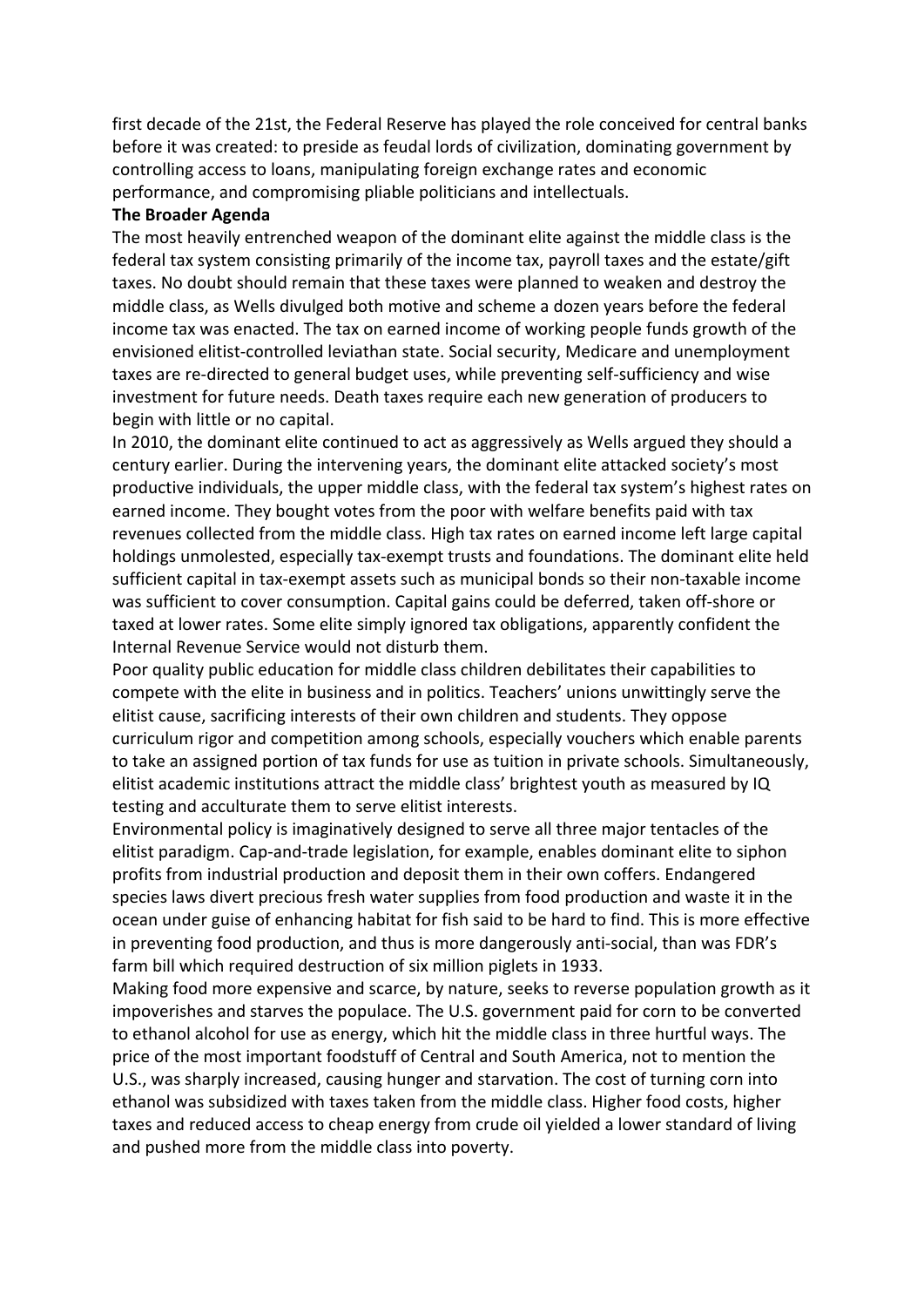first decade of the 21st, the Federal Reserve has played the role conceived for central banks before it was created: to preside as feudal lords of civilization, dominating government by controlling access to loans, manipulating foreign exchange rates and economic performance, and compromising pliable politicians and intellectuals.

**The Broader Agenda**

The most heavily entrenched weapon of the dominant elite against the middle class is the federal tax system consisting primarily of the income tax, payroll taxes and the estate/gift taxes. No doubt should remain that these taxes were planned to weaken and destroy the middle class, as Wells divulged both motive and scheme a dozen years before the federal income tax was enacted. The tax on earned income of working people funds growth of the envisioned elitist-controlled leviathan state. Social security, Medicare and unemployment taxes are re-directed to general budget uses, while preventing self-sufficiency and wise investment for future needs. Death taxes require each new generation of producers to begin with little or no capital.

In 2010, the dominant elite continued to act as aggressively as Wells argued they should a century earlier. During the intervening years, the dominant elite attacked society's most productive individuals, the upper middle class, with the federal tax system's highest rates on earned income. They bought votes from the poor with welfare benefits paid with tax revenues collected from the middle class. High tax rates on earned income left large capital holdings unmolested, especially tax-exempt trusts and foundations. The dominant elite held sufficient capital in tax-exempt assets such as municipal bonds so their non-taxable income was sufficient to cover consumption. Capital gains could be deferred, taken off-shore or taxed at lower rates. Some elite simply ignored tax obligations, apparently confident the Internal Revenue Service would not disturb them.

Poor quality public education for middle class children debilitates their capabilities to compete with the elite in business and in politics. Teachers' unions unwittingly serve the elitist cause, sacrificing interests of their own children and students. They oppose curriculum rigor and competition among schools, especially vouchers which enable parents to take an assigned portion of tax funds for use as tuition in private schools. Simultaneously, elitist academic institutions attract the middle class' brightest youth as measured by IQ testing and acculturate them to serve elitist interests.

Environmental policy is imaginatively designed to serve all three major tentacles of the elitist paradigm. Cap-and-trade legislation, for example, enables dominant elite to siphon profits from industrial production and deposit them in their own coffers. Endangered species laws divert precious fresh water supplies from food production and waste it in the ocean under guise of enhancing habitat for fish said to be hard to find. This is more effective in preventing food production, and thus is more dangerously anti-social, than was FDR's farm bill which required destruction of six million piglets in 1933.

Making food more expensive and scarce, by nature, seeks to reverse population growth as it impoverishes and starves the populace. The U.S. government paid for corn to be converted to ethanol alcohol for use as energy, which hit the middle class in three hurtful ways. The price of the most important foodstuff of Central and South America, not to mention the U.S., was sharply increased, causing hunger and starvation. The cost of turning corn into ethanol was subsidized with taxes taken from the middle class. Higher food costs, higher taxes and reduced access to cheap energy from crude oil yielded a lower standard of living and pushed more from the middle class into poverty.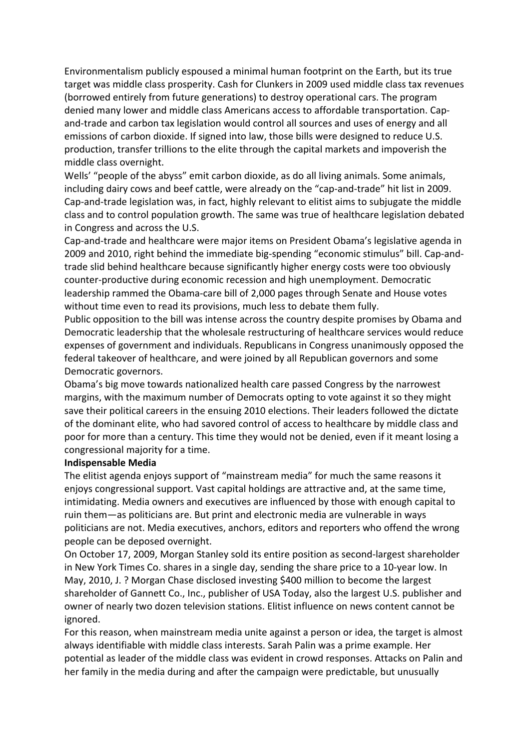Environmentalism publicly espoused a minimal human footprint on the Earth, but its true target was middle class prosperity. Cash for Clunkers in 2009 used middle class tax revenues (borrowed entirely from future generations) to destroy operational cars. The program denied many lower and middle class Americans access to affordable transportation. Cap-and-trade and carbon tax legislation would control all sources and uses of energy and all emissions of carbon dioxide. If signed into law, those bills were designed to reduce U.S. production, transfer trillions to the elite through the capital markets and impoverish the middle class overnight.

Wells' "people of the abyss" emit carbon dioxide, as do all living animals. Some animals, including dairy cows and beef cattle, were already on the "cap-and-trade" hit list in 2009. Cap-and-trade legislation was, in fact, highly relevant to elitist aims to subjugate the middle class and to control population growth. The same was true of healthcare legislation debated in Congress and across the U.S.

Cap-and-trade and healthcare were major items on President Obama's legislative agenda in 2009 and 2010, right behind the immediate big-spending "economic stimulus" bill. Cap-and-trade slid behind healthcare because significantly higher energy costs were too obviously counter-productive during economic recession and high unemployment. Democratic leadership rammed the Obama-care bill of 2,000 pages through Senate and House votes without time even to read its provisions, much less to debate them fully.

Public opposition to the bill was intense across the country despite promises by Obama and Democratic leadership that the wholesale restructuring of healthcare services would reduce expenses of government and individuals. Republicans in Congress unanimously opposed the federal takeover of healthcare, and were joined by all Republican governors and some Democratic governors.

Obama's big move towards nationalized health care passed Congress by the narrowest margins, with the maximum number of Democrats opting to vote against it so they might save their political careers in the ensuing 2010 elections. Their leaders followed the dictate of the dominant elite, who had savored control of access to healthcare by middle class and poor for more than a century. This time they would not be denied, even if it meant losing a congressional majority for a time.

**Indispensable Media**

The elitist agenda enjoys support of "mainstream media" for much the same reasons it enjoys congressional support. Vast capital holdings are attractive and, at the same time, intimidating. Media owners and executives are influenced by those with enough capital to ruin them—as politicians are. But print and electronic media are vulnerable in ways politicians are not. Media executives, anchors, editors and reporters who offend the wrong people can be deposed overnight.

On October 17, 2009, Morgan Stanley sold its entire position as second-largest shareholder in New York Times Co. shares in a single day, sending the share price to a 10-year low. In May, 2010, J. ? Morgan Chase disclosed investing $400 million to become the largest shareholder of Gannett Co., Inc., publisher of USA Today, also the largest U.S. publisher and owner of nearly two dozen television stations. Elitist influence on news content cannot be ignored.

For this reason, when mainstream media unite against a person or idea, the target is almost always identifiable with middle class interests. Sarah Palin was a prime example. Her potential as leader of the middle class was evident in crowd responses. Attacks on Palin and her family in the media during and after the campaign were predictable, but unusually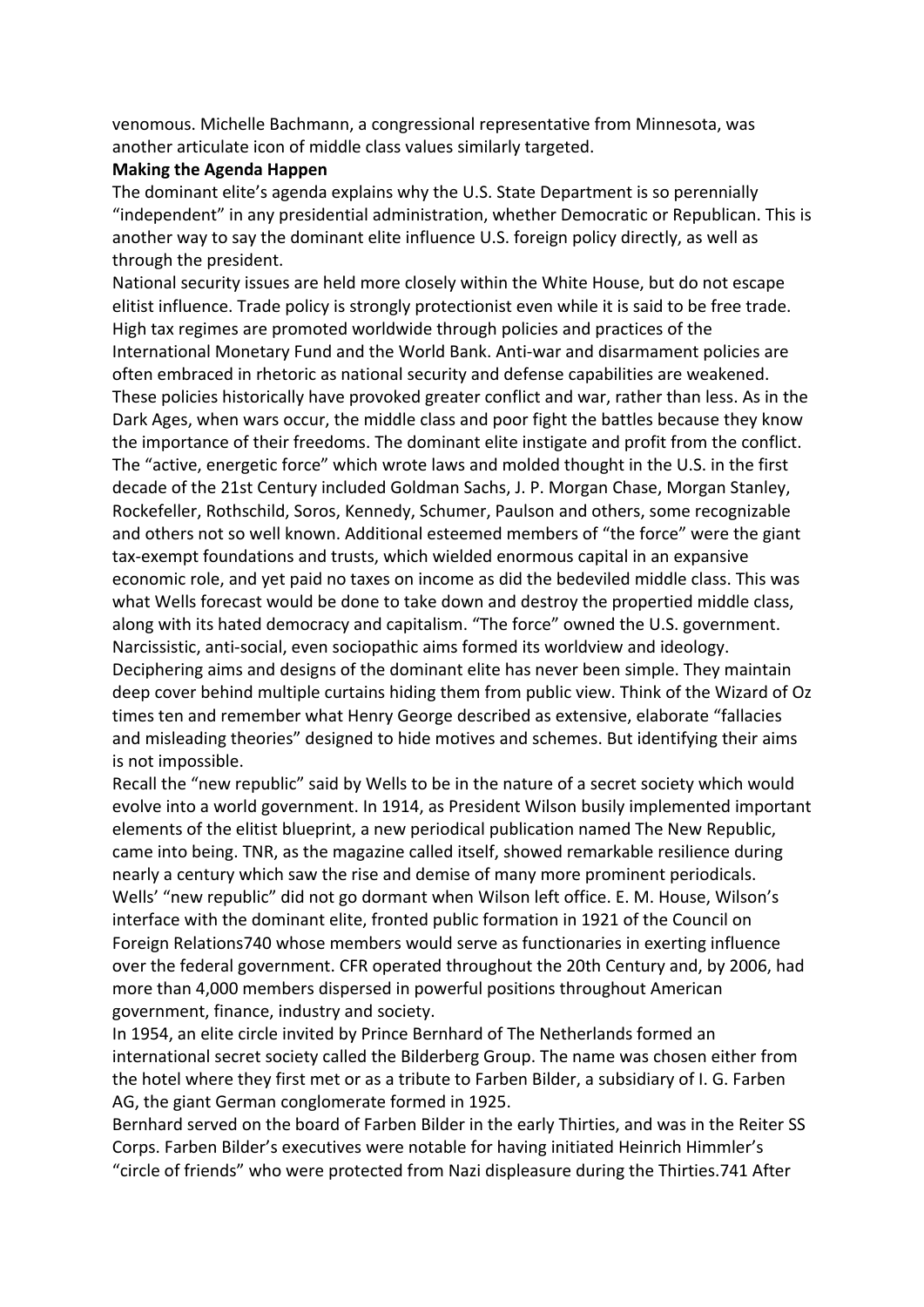venomous. Michelle Bachmann, a congressional representative from Minnesota, was another articulate icon of middle class values similarly targeted.

**Making the Agenda Happen**

The dominant elite's agenda explains why the U.S. State Department is so perennially "independent" in any presidential administration, whether Democratic or Republican. This is another way to say the dominant elite influence U.S. foreign policy directly, as well as through the president.

National security issues are held more closely within the White House, but do not escape elitist influence. Trade policy is strongly protectionist even while it is said to be free trade. High tax regimes are promoted worldwide through policies and practices of the International Monetary Fund and the World Bank. Anti-war and disarmament policies are often embraced in rhetoric as national security and defense capabilities are weakened. These policies historically have provoked greater conflict and war, rather than less. As in the Dark Ages, when wars occur, the middle class and poor fight the battles because they know the importance of their freedoms. The dominant elite instigate and profit from the conflict.

The "active, energetic force" which wrote laws and molded thought in the U.S. in the first decade of the 21st Century included Goldman Sachs, J. P. Morgan Chase, Morgan Stanley, Rockefeller, Rothschild, Soros, Kennedy, Schumer, Paulson and others, some recognizable and others not so well known. Additional esteemed members of "the force" were the giant tax-exempt foundations and trusts, which wielded enormous capital in an expansive economic role, and yet paid no taxes on income as did the bedeviled middle class. This was what Wells forecast would be done to take down and destroy the propertied middle class, along with its hated democracy and capitalism. "The force" owned the U.S. government. Narcissistic, anti-social, even sociopathic aims formed its worldview and ideology.

Deciphering aims and designs of the dominant elite has never been simple. They maintain deep cover behind multiple curtains hiding them from public view. Think of the Wizard of Oz times ten and remember what Henry George described as extensive, elaborate "fallacies and misleading theories" designed to hide motives and schemes. But identifying their aims is not impossible.

Recall the "new republic" said by Wells to be in the nature of a secret society which would evolve into a world government. In 1914, as President Wilson busily implemented important elements of the elitist blueprint, a new periodical publication named The New Republic, came into being. TNR, as the magazine called itself, showed remarkable resilience during nearly a century which saw the rise and demise of many more prominent periodicals.

Wells' "new republic" did not go dormant when Wilson left office. E. M. House, Wilson's interface with the dominant elite, fronted public formation in 1921 of the Council on Foreign Relations[740] whose members would serve as functionaries in exerting influence over the federal government. CFR operated throughout the 20th Century and, by 2006, had more than 4,000 members dispersed in powerful positions throughout American government, finance, industry and society.

In 1954, an elite circle invited by Prince Bernhard of The Netherlands formed an international secret society called the Bilderberg Group. The name was chosen either from the hotel where they first met or as a tribute to Farben Bilder, a subsidiary of I. G. Farben AG, the giant German conglomerate formed in 1925.

Bernhard served on the board of Farben Bilder in the early Thirties, and was in the Reiter SS Corps. Farben Bilder's executives were notable for having initiated Heinrich Himmler's "circle of friends" who were protected from Nazi displeasure during the Thirties.[741] After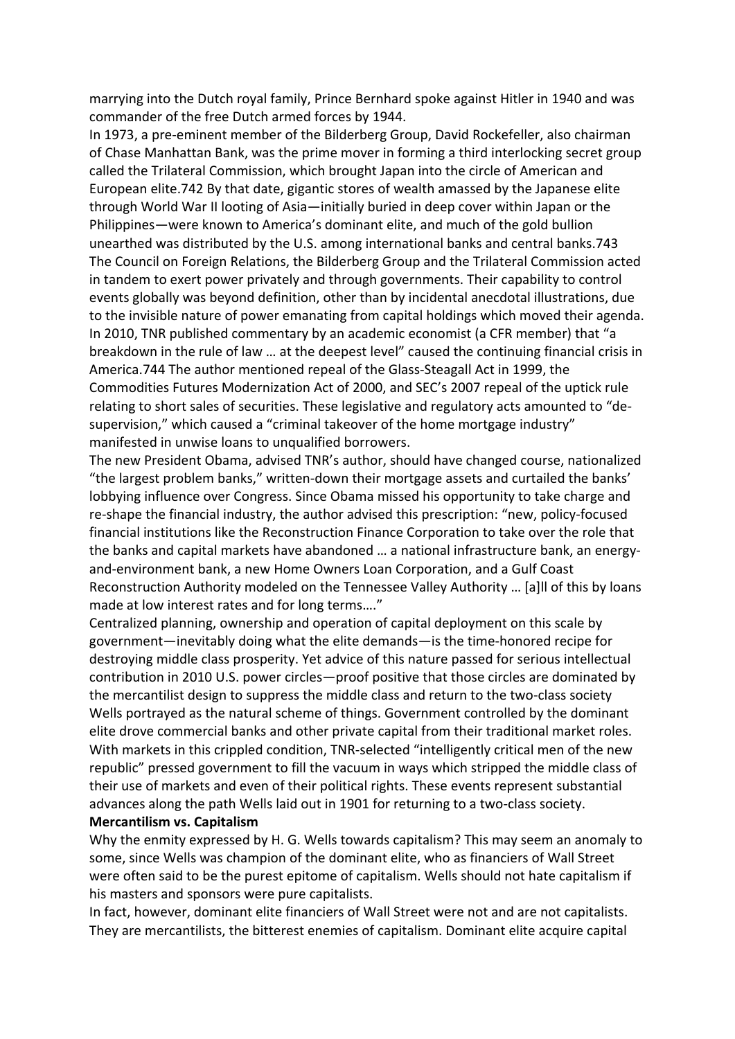marrying into the Dutch royal family, Prince Bernhard spoke against Hitler in 1940 and was commander of the free Dutch armed forces by 1944.

In 1973, a pre-eminent member of the Bilderberg Group, David Rockefeller, also chairman of Chase Manhattan Bank, was the prime mover in forming a third interlocking secret group called the Trilateral Commission, which brought Japan into the circle of American and European elite.742 By that date, gigantic stores of wealth amassed by the Japanese elite through World War II looting of Asia—initially buried in deep cover within Japan or the Philippines—were known to America's dominant elite, and much of the gold bullion unearthed was distributed by the U.S. among international banks and central banks.743

The Council on Foreign Relations, the Bilderberg Group and the Trilateral Commission acted in tandem to exert power privately and through governments. Their capability to control events globally was beyond definition, other than by incidental anecdotal illustrations, due to the invisible nature of power emanating from capital holdings which moved their agenda.

In 2010, TNR published commentary by an academic economist (a CFR member) that "a breakdown in the rule of law … at the deepest level" caused the continuing financial crisis in America.744 The author mentioned repeal of the Glass-Steagall Act in 1999, the Commodities Futures Modernization Act of 2000, and SEC's 2007 repeal of the uptick rule relating to short sales of securities. These legislative and regulatory acts amounted to "de-supervision," which caused a "criminal takeover of the home mortgage industry" manifested in unwise loans to unqualified borrowers.

The new President Obama, advised TNR's author, should have changed course, nationalized "the largest problem banks," written-down their mortgage assets and curtailed the banks' lobbying influence over Congress. Since Obama missed his opportunity to take charge and re-shape the financial industry, the author advised this prescription: "new, policy-focused financial institutions like the Reconstruction Finance Corporation to take over the role that the banks and capital markets have abandoned … a national infrastructure bank, an energy-and-environment bank, a new Home Owners Loan Corporation, and a Gulf Coast Reconstruction Authority modeled on the Tennessee Valley Authority … [a]ll of this by loans made at low interest rates and for long terms…."

Centralized planning, ownership and operation of capital deployment on this scale by government—inevitably doing what the elite demands—is the time-honored recipe for destroying middle class prosperity. Yet advice of this nature passed for serious intellectual contribution in 2010 U.S. power circles—proof positive that those circles are dominated by the mercantilist design to suppress the middle class and return to the two-class society Wells portrayed as the natural scheme of things. Government controlled by the dominant elite drove commercial banks and other private capital from their traditional market roles. With markets in this crippled condition, TNR-selected "intelligently critical men of the new republic" pressed government to fill the vacuum in ways which stripped the middle class of their use of markets and even of their political rights. These events represent substantial advances along the path Wells laid out in 1901 for returning to a two-class society.

**Mercantilism vs. Capitalism**

Why the enmity expressed by H. G. Wells towards capitalism? This may seem an anomaly to some, since Wells was champion of the dominant elite, who as financiers of Wall Street were often said to be the purest epitome of capitalism. Wells should not hate capitalism if his masters and sponsors were pure capitalists.

In fact, however, dominant elite financiers of Wall Street were not and are not capitalists. They are mercantilists, the bitterest enemies of capitalism. Dominant elite acquire capital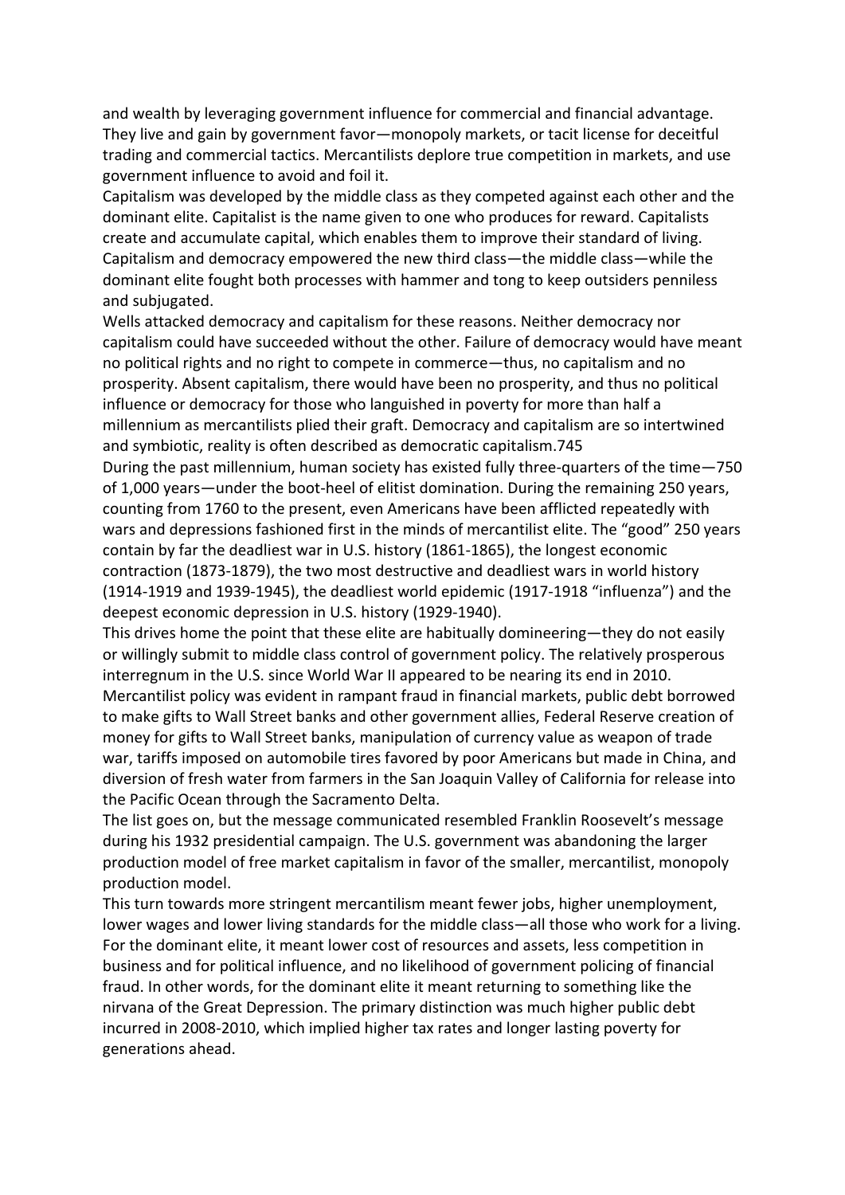and wealth by leveraging government influence for commercial and financial advantage. They live and gain by government favor—monopoly markets, or tacit license for deceitful trading and commercial tactics. Mercantilists deplore true competition in markets, and use government influence to avoid and foil it.

Capitalism was developed by the middle class as they competed against each other and the dominant elite. Capitalist is the name given to one who produces for reward. Capitalists create and accumulate capital, which enables them to improve their standard of living. Capitalism and democracy empowered the new third class—the middle class—while the dominant elite fought both processes with hammer and tong to keep outsiders penniless and subjugated.

Wells attacked democracy and capitalism for these reasons. Neither democracy nor capitalism could have succeeded without the other. Failure of democracy would have meant no political rights and no right to compete in commerce—thus, no capitalism and no prosperity. Absent capitalism, there would have been no prosperity, and thus no political influence or democracy for those who languished in poverty for more than half a millennium as mercantilists plied their graft. Democracy and capitalism are so intertwined and symbiotic, reality is often described as democratic capitalism.745

During the past millennium, human society has existed fully three-quarters of the time—750 of 1,000 years—under the boot-heel of elitist domination. During the remaining 250 years, counting from 1760 to the present, even Americans have been afflicted repeatedly with wars and depressions fashioned first in the minds of mercantilist elite. The "good" 250 years contain by far the deadliest war in U.S. history (1861-1865), the longest economic contraction (1873-1879), the two most destructive and deadliest wars in world history (1914-1919 and 1939-1945), the deadliest world epidemic (1917-1918 "influenza") and the deepest economic depression in U.S. history (1929-1940).

This drives home the point that these elite are habitually domineering—they do not easily or willingly submit to middle class control of government policy. The relatively prosperous interregnum in the U.S. since World War II appeared to be nearing its end in 2010. Mercantilist policy was evident in rampant fraud in financial markets, public debt borrowed to make gifts to Wall Street banks and other government allies, Federal Reserve creation of money for gifts to Wall Street banks, manipulation of currency value as weapon of trade war, tariffs imposed on automobile tires favored by poor Americans but made in China, and diversion of fresh water from farmers in the San Joaquin Valley of California for release into the Pacific Ocean through the Sacramento Delta.

The list goes on, but the message communicated resembled Franklin Roosevelt's message during his 1932 presidential campaign. The U.S. government was abandoning the larger production model of free market capitalism in favor of the smaller, mercantilist, monopoly production model.

This turn towards more stringent mercantilism meant fewer jobs, higher unemployment, lower wages and lower living standards for the middle class—all those who work for a living. For the dominant elite, it meant lower cost of resources and assets, less competition in business and for political influence, and no likelihood of government policing of financial fraud. In other words, for the dominant elite it meant returning to something like the nirvana of the Great Depression. The primary distinction was much higher public debt incurred in 2008-2010, which implied higher tax rates and longer lasting poverty for generations ahead.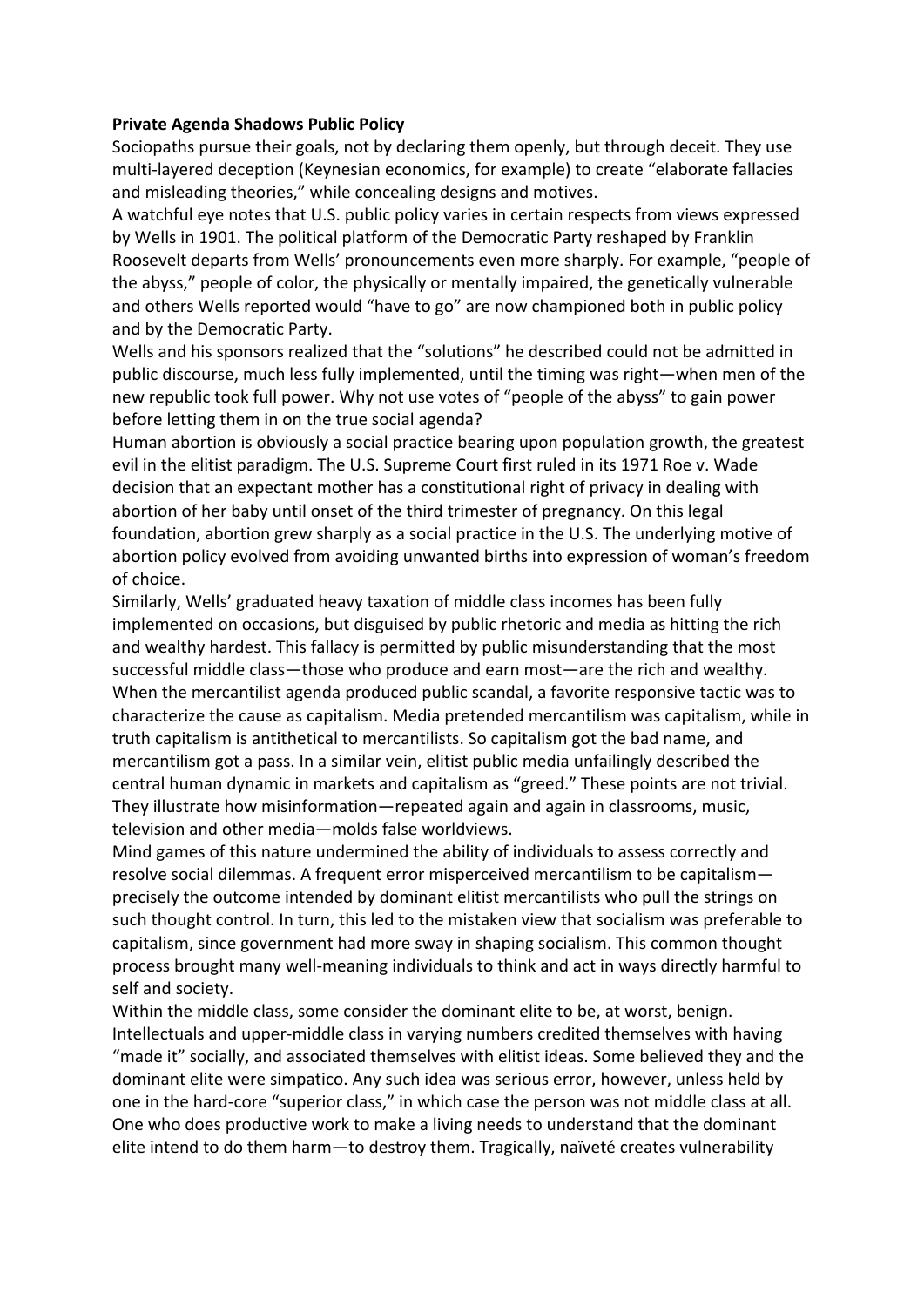**Private Agenda Shadows Public Policy**

Sociopaths pursue their goals, not by declaring them openly, but through deceit. They use multi-layered deception (Keynesian economics, for example) to create "elaborate fallacies and misleading theories," while concealing designs and motives.

A watchful eye notes that U.S. public policy varies in certain respects from views expressed by Wells in 1901. The political platform of the Democratic Party reshaped by Franklin Roosevelt departs from Wells' pronouncements even more sharply. For example, "people of the abyss," people of color, the physically or mentally impaired, the genetically vulnerable and others Wells reported would "have to go" are now championed both in public policy and by the Democratic Party.

Wells and his sponsors realized that the "solutions" he described could not be admitted in public discourse, much less fully implemented, until the timing was right—when men of the new republic took full power. Why not use votes of "people of the abyss" to gain power before letting them in on the true social agenda?

Human abortion is obviously a social practice bearing upon population growth, the greatest evil in the elitist paradigm. The U.S. Supreme Court first ruled in its 1971 Roe v. Wade decision that an expectant mother has a constitutional right of privacy in dealing with abortion of her baby until onset of the third trimester of pregnancy. On this legal foundation, abortion grew sharply as a social practice in the U.S. The underlying motive of abortion policy evolved from avoiding unwanted births into expression of woman's freedom of choice.

Similarly, Wells' graduated heavy taxation of middle class incomes has been fully implemented on occasions, but disguised by public rhetoric and media as hitting the rich and wealthy hardest. This fallacy is permitted by public misunderstanding that the most successful middle class—those who produce and earn most—are the rich and wealthy.

When the mercantilist agenda produced public scandal, a favorite responsive tactic was to characterize the cause as capitalism. Media pretended mercantilism was capitalism, while in truth capitalism is antithetical to mercantilists. So capitalism got the bad name, and mercantilism got a pass. In a similar vein, elitist public media unfailingly described the central human dynamic in markets and capitalism as "greed." These points are not trivial. They illustrate how misinformation—repeated again and again in classrooms, music, television and other media—molds false worldviews.

Mind games of this nature undermined the ability of individuals to assess correctly and resolve social dilemmas. A frequent error misperceived mercantilism to be capitalism—precisely the outcome intended by dominant elitist mercantilists who pull the strings on such thought control. In turn, this led to the mistaken view that socialism was preferable to capitalism, since government had more sway in shaping socialism. This common thought process brought many well-meaning individuals to think and act in ways directly harmful to self and society.

Within the middle class, some consider the dominant elite to be, at worst, benign. Intellectuals and upper-middle class in varying numbers credited themselves with having "made it" socially, and associated themselves with elitist ideas. Some believed they and the dominant elite were simpatico. Any such idea was serious error, however, unless held by one in the hard-core "superior class," in which case the person was not middle class at all. One who does productive work to make a living needs to understand that the dominant elite intend to do them harm—to destroy them. Tragically, naïveté creates vulnerability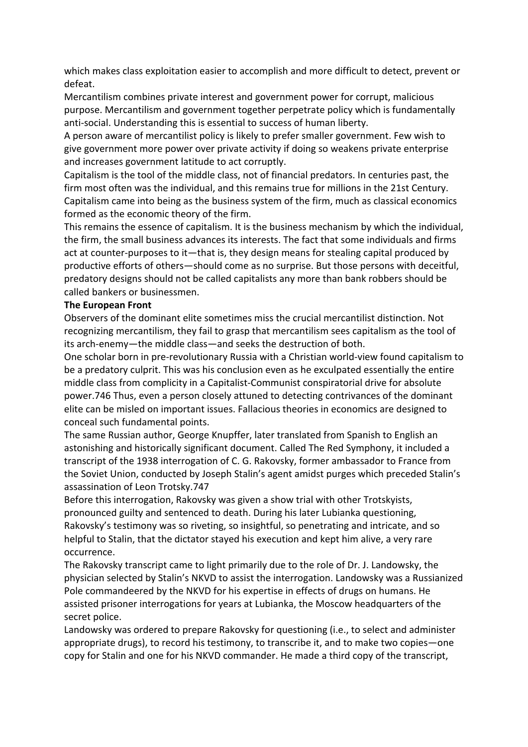which makes class exploitation easier to accomplish and more difficult to detect, prevent or defeat.

Mercantilism combines private interest and government power for corrupt, malicious purpose. Mercantilism and government together perpetrate policy which is fundamentally anti-social. Understanding this is essential to success of human liberty.

A person aware of mercantilist policy is likely to prefer smaller government. Few wish to give government more power over private activity if doing so weakens private enterprise and increases government latitude to act corruptly.

Capitalism is the tool of the middle class, not of financial predators. In centuries past, the firm most often was the individual, and this remains true for millions in the 21st Century. Capitalism came into being as the business system of the firm, much as classical economics formed as the economic theory of the firm.

This remains the essence of capitalism. It is the business mechanism by which the individual, the firm, the small business advances its interests. The fact that some individuals and firms act at counter-purposes to it—that is, they design means for stealing capital produced by productive efforts of others—should come as no surprise. But those persons with deceitful, predatory designs should not be called capitalists any more than bank robbers should be called bankers or businessmen.

**The European Front**

Observers of the dominant elite sometimes miss the crucial mercantilist distinction. Not recognizing mercantilism, they fail to grasp that mercantilism sees capitalism as the tool of its arch-enemy—the middle class—and seeks the destruction of both.

One scholar born in pre-revolutionary Russia with a Christian world-view found capitalism to be a predatory culprit. This was his conclusion even as he exculpated essentially the entire middle class from complicity in a Capitalist-Communist conspiratorial drive for absolute power.746 Thus, even a person closely attuned to detecting contrivances of the dominant elite can be misled on important issues. Fallacious theories in economics are designed to conceal such fundamental points.

The same Russian author, George Knupffer, later translated from Spanish to English an astonishing and historically significant document. Called The Red Symphony, it included a transcript of the 1938 interrogation of C. G. Rakovsky, former ambassador to France from the Soviet Union, conducted by Joseph Stalin's agent amidst purges which preceded Stalin's assassination of Leon Trotsky.747

Before this interrogation, Rakovsky was given a show trial with other Trotskyists, pronounced guilty and sentenced to death. During his later Lubianka questioning, Rakovsky's testimony was so riveting, so insightful, so penetrating and intricate, and so helpful to Stalin, that the dictator stayed his execution and kept him alive, a very rare occurrence.

The Rakovsky transcript came to light primarily due to the role of Dr. J. Landowsky, the physician selected by Stalin's NKVD to assist the interrogation. Landowsky was a Russianized Pole commandeered by the NKVD for his expertise in effects of drugs on humans. He assisted prisoner interrogations for years at Lubianka, the Moscow headquarters of the secret police.

Landowsky was ordered to prepare Rakovsky for questioning (i.e., to select and administer appropriate drugs), to record his testimony, to transcribe it, and to make two copies—one copy for Stalin and one for his NKVD commander. He made a third copy of the transcript,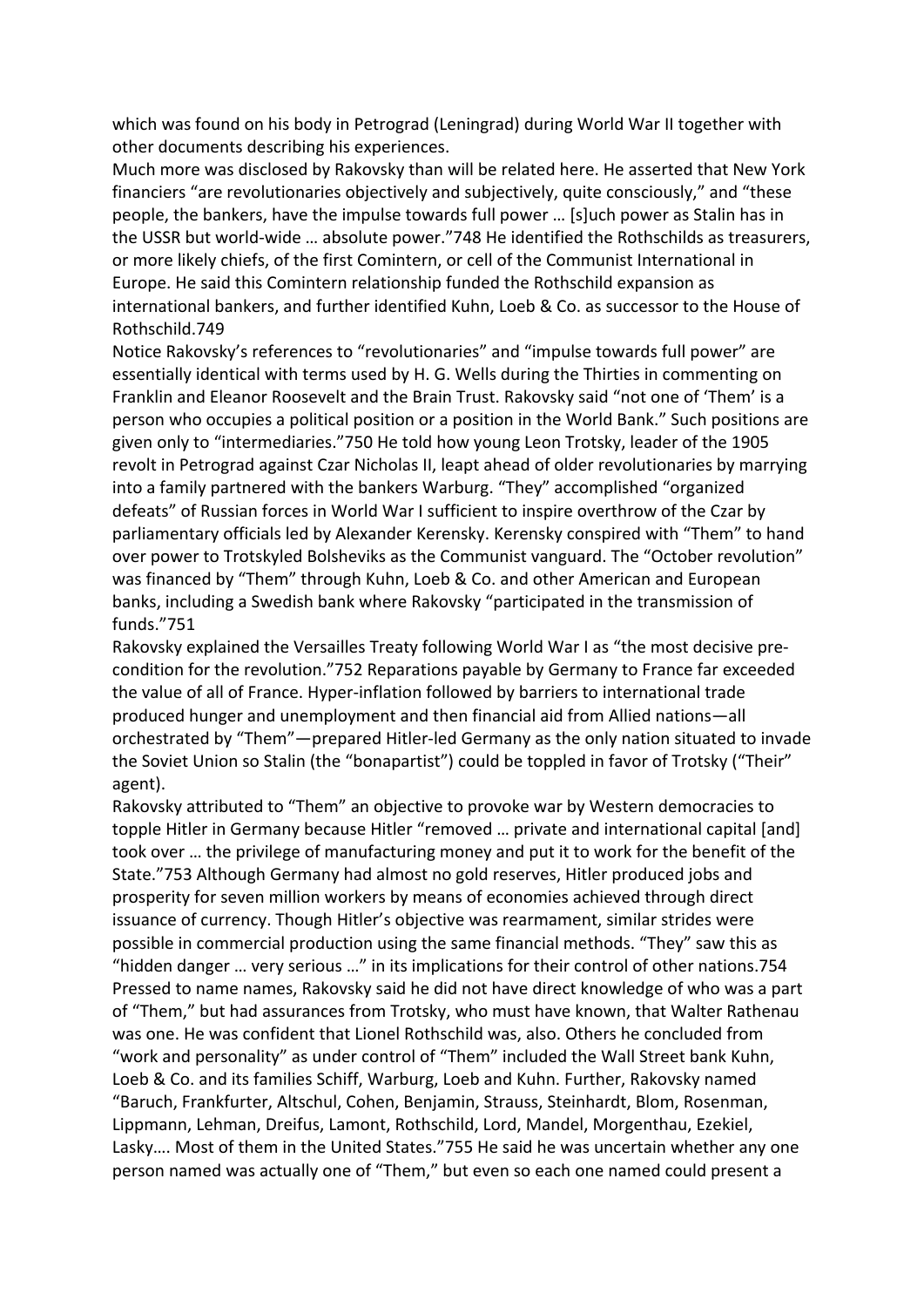which was found on his body in Petrograd (Leningrad) during World War II together with other documents describing his experiences.

Much more was disclosed by Rakovsky than will be related here. He asserted that New York financiers "are revolutionaries objectively and subjectively, quite consciously," and "these people, the bankers, have the impulse towards full power … [s]uch power as Stalin has in the USSR but world-wide … absolute power."748 He identified the Rothschilds as treasurers, or more likely chiefs, of the first Comintern, or cell of the Communist International in Europe. He said this Comintern relationship funded the Rothschild expansion as international bankers, and further identified Kuhn, Loeb & Co. as successor to the House of Rothschild.749

Notice Rakovsky's references to "revolutionaries" and "impulse towards full power" are essentially identical with terms used by H. G. Wells during the Thirties in commenting on Franklin and Eleanor Roosevelt and the Brain Trust. Rakovsky said "not one of 'Them' is a person who occupies a political position or a position in the World Bank." Such positions are given only to "intermediaries."750 He told how young Leon Trotsky, leader of the 1905 revolt in Petrograd against Czar Nicholas II, leapt ahead of older revolutionaries by marrying into a family partnered with the bankers Warburg. "They" accomplished "organized defeats" of Russian forces in World War I sufficient to inspire overthrow of the Czar by parliamentary officials led by Alexander Kerensky. Kerensky conspired with "Them" to hand over power to Trotskyled Bolsheviks as the Communist vanguard. The "October revolution" was financed by "Them" through Kuhn, Loeb & Co. and other American and European banks, including a Swedish bank where Rakovsky "participated in the transmission of funds."751

Rakovsky explained the Versailles Treaty following World War I as "the most decisive pre-condition for the revolution."752 Reparations payable by Germany to France far exceeded the value of all of France. Hyper-inflation followed by barriers to international trade produced hunger and unemployment and then financial aid from Allied nations—all orchestrated by "Them"—prepared Hitler-led Germany as the only nation situated to invade the Soviet Union so Stalin (the "bonapartist") could be toppled in favor of Trotsky ("Their" agent).

Rakovsky attributed to "Them" an objective to provoke war by Western democracies to topple Hitler in Germany because Hitler "removed … private and international capital [and] took over … the privilege of manufacturing money and put it to work for the benefit of the State."753 Although Germany had almost no gold reserves, Hitler produced jobs and prosperity for seven million workers by means of economies achieved through direct issuance of currency. Though Hitler's objective was rearmament, similar strides were possible in commercial production using the same financial methods. "They" saw this as "hidden danger … very serious …" in its implications for their control of other nations.754

Pressed to name names, Rakovsky said he did not have direct knowledge of who was a part of "Them," but had assurances from Trotsky, who must have known, that Walter Rathenau was one. He was confident that Lionel Rothschild was, also. Others he concluded from "work and personality" as under control of "Them" included the Wall Street bank Kuhn, Loeb & Co. and its families Schiff, Warburg, Loeb and Kuhn. Further, Rakovsky named "Baruch, Frankfurter, Altschul, Cohen, Benjamin, Strauss, Steinhardt, Blom, Rosenman, Lippmann, Lehman, Dreifus, Lamont, Rothschild, Lord, Mandel, Morgenthau, Ezekiel, Lasky…. Most of them in the United States."755 He said he was uncertain whether any one person named was actually one of "Them," but even so each one named could present a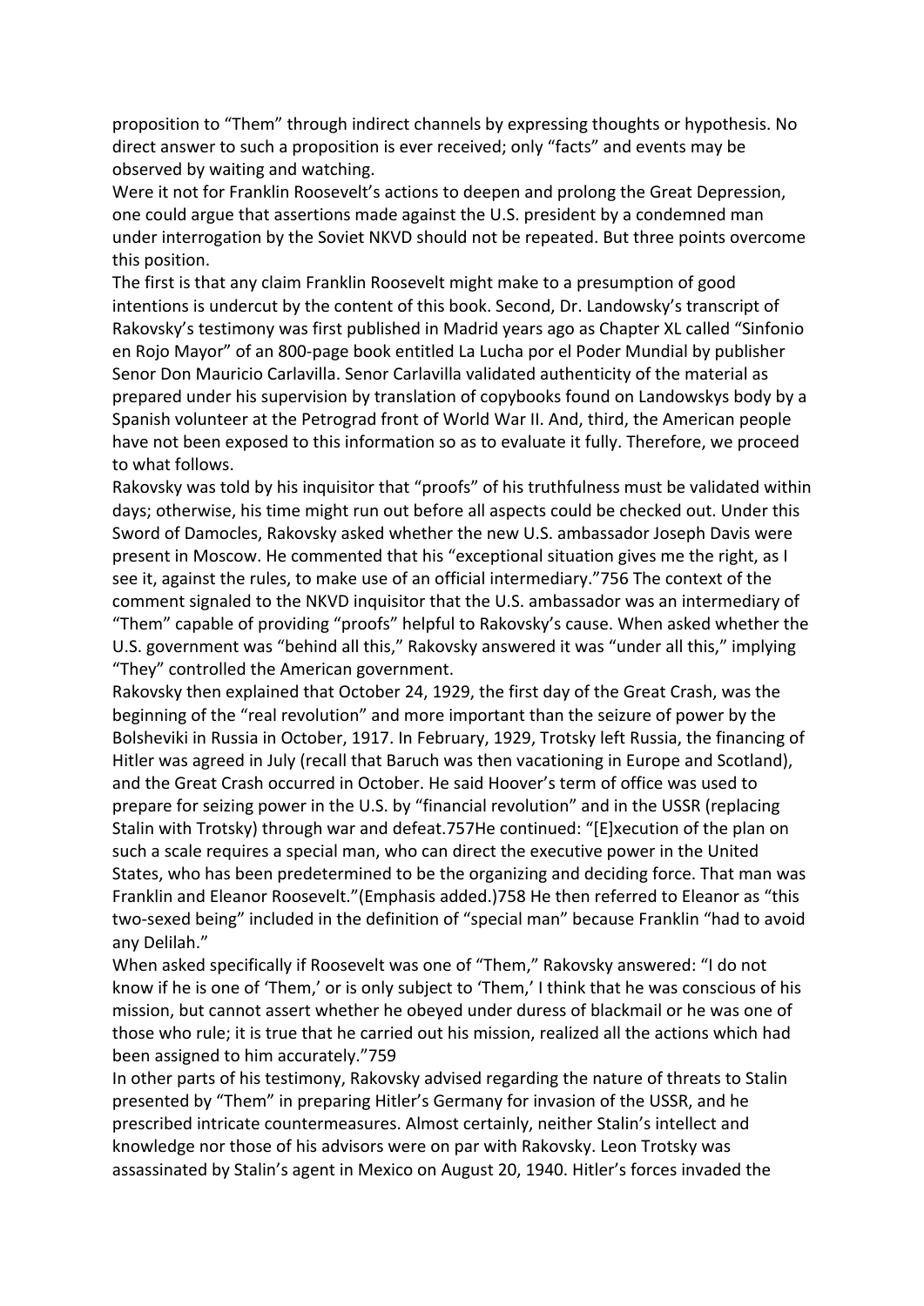proposition to "Them" through indirect channels by expressing thoughts or hypothesis. No direct answer to such a proposition is ever received; only "facts" and events may be observed by waiting and watching.

Were it not for Franklin Roosevelt's actions to deepen and prolong the Great Depression, one could argue that assertions made against the U.S. president by a condemned man under interrogation by the Soviet NKVD should not be repeated. But three points overcome this position.

The first is that any claim Franklin Roosevelt might make to a presumption of good intentions is undercut by the content of this book. Second, Dr. Landowsky's transcript of Rakovsky's testimony was first published in Madrid years ago as Chapter XL called "Sinfonio en Rojo Mayor" of an 800-page book entitled La Lucha por el Poder Mundial by publisher Senor Don Mauricio Carlavilla. Senor Carlavilla validated authenticity of the material as prepared under his supervision by translation of copybooks found on Landowskys body by a Spanish volunteer at the Petrograd front of World War II. And, third, the American people have not been exposed to this information so as to evaluate it fully. Therefore, we proceed to what follows.

Rakovsky was told by his inquisitor that "proofs" of his truthfulness must be validated within days; otherwise, his time might run out before all aspects could be checked out. Under this Sword of Damocles, Rakovsky asked whether the new U.S. ambassador Joseph Davis were present in Moscow. He commented that his "exceptional situation gives me the right, as I see it, against the rules, to make use of an official intermediary."756 The context of the comment signaled to the NKVD inquisitor that the U.S. ambassador was an intermediary of "Them" capable of providing "proofs" helpful to Rakovsky's cause. When asked whether the U.S. government was "behind all this," Rakovsky answered it was "under all this," implying "They" controlled the American government.

Rakovsky then explained that October 24, 1929, the first day of the Great Crash, was the beginning of the "real revolution" and more important than the seizure of power by the Bolsheviki in Russia in October, 1917. In February, 1929, Trotsky left Russia, the financing of Hitler was agreed in July (recall that Baruch was then vacationing in Europe and Scotland), and the Great Crash occurred in October. He said Hoover's term of office was used to prepare for seizing power in the U.S. by "financial revolution" and in the USSR (replacing Stalin with Trotsky) through war and defeat.757He continued: "[E]xecution of the plan on such a scale requires a special man, who can direct the executive power in the United States, who has been predetermined to be the organizing and deciding force. That man was Franklin and Eleanor Roosevelt."(Emphasis added.)758 He then referred to Eleanor as "this two-sexed being" included in the definition of "special man" because Franklin "had to avoid any Delilah."

When asked specifically if Roosevelt was one of "Them," Rakovsky answered: "I do not know if he is one of 'Them,' or is only subject to 'Them,' I think that he was conscious of his mission, but cannot assert whether he obeyed under duress of blackmail or he was one of those who rule; it is true that he carried out his mission, realized all the actions which had been assigned to him accurately."759

In other parts of his testimony, Rakovsky advised regarding the nature of threats to Stalin presented by "Them" in preparing Hitler's Germany for invasion of the USSR, and he prescribed intricate countermeasures. Almost certainly, neither Stalin's intellect and knowledge nor those of his advisors were on par with Rakovsky. Leon Trotsky was assassinated by Stalin's agent in Mexico on August 20, 1940. Hitler's forces invaded the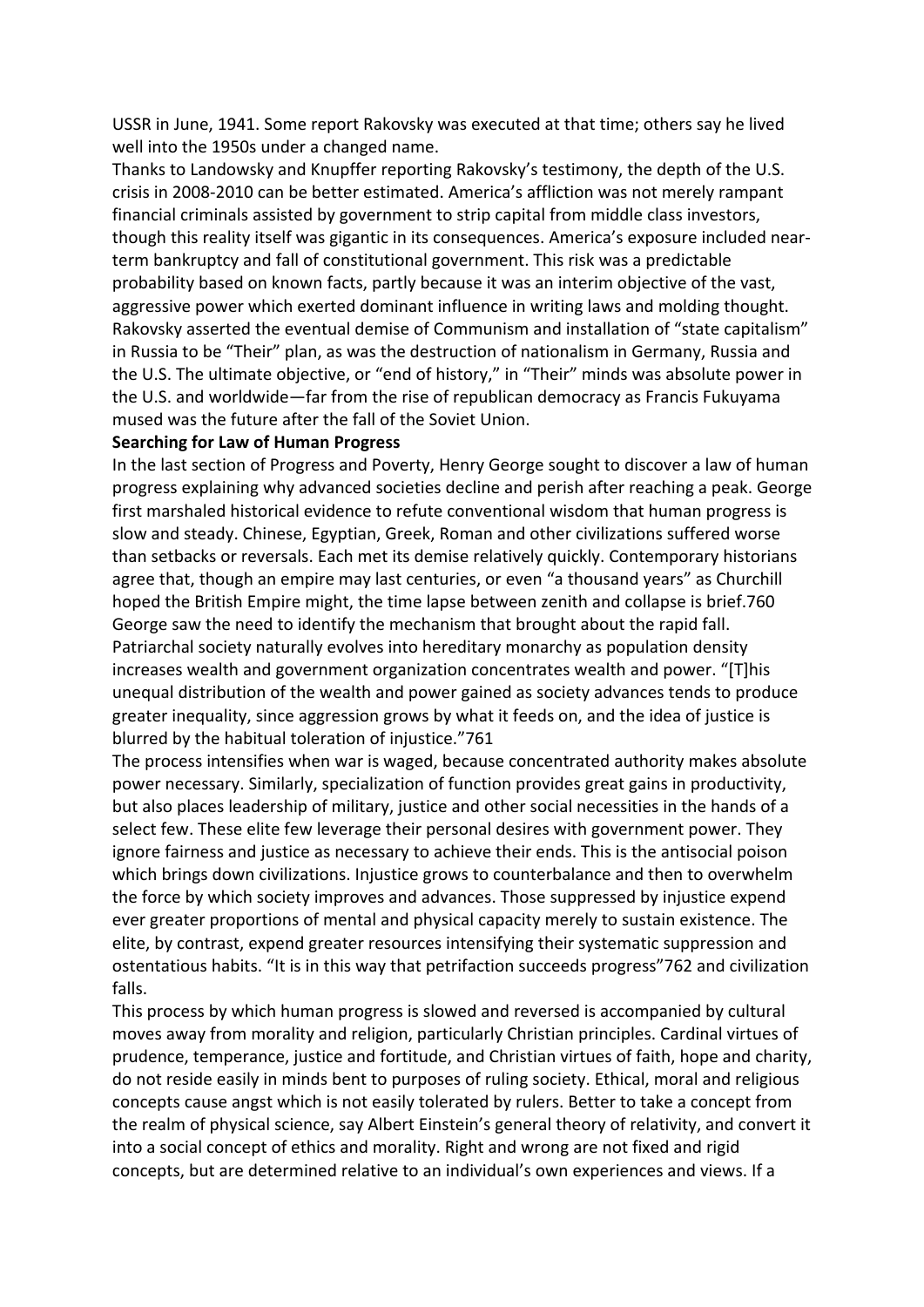USSR in June, 1941. Some report Rakovsky was executed at that time; others say he lived well into the 1950s under a changed name.

Thanks to Landowsky and Knupffer reporting Rakovsky's testimony, the depth of the U.S. crisis in 2008-2010 can be better estimated. America's affliction was not merely rampant financial criminals assisted by government to strip capital from middle class investors, though this reality itself was gigantic in its consequences. America's exposure included near-term bankruptcy and fall of constitutional government. This risk was a predictable probability based on known facts, partly because it was an interim objective of the vast, aggressive power which exerted dominant influence in writing laws and molding thought. Rakovsky asserted the eventual demise of Communism and installation of "state capitalism" in Russia to be "Their" plan, as was the destruction of nationalism in Germany, Russia and the U.S. The ultimate objective, or "end of history," in "Their" minds was absolute power in the U.S. and worldwide—far from the rise of republican democracy as Francis Fukuyama mused was the future after the fall of the Soviet Union.

**Searching for Law of Human Progress**

In the last section of Progress and Poverty, Henry George sought to discover a law of human progress explaining why advanced societies decline and perish after reaching a peak. George first marshaled historical evidence to refute conventional wisdom that human progress is slow and steady. Chinese, Egyptian, Greek, Roman and other civilizations suffered worse than setbacks or reversals. Each met its demise relatively quickly. Contemporary historians agree that, though an empire may last centuries, or even "a thousand years" as Churchill hoped the British Empire might, the time lapse between zenith and collapse is brief.760 George saw the need to identify the mechanism that brought about the rapid fall.

Patriarchal society naturally evolves into hereditary monarchy as population density increases wealth and government organization concentrates wealth and power. "[T]his unequal distribution of the wealth and power gained as society advances tends to produce greater inequality, since aggression grows by what it feeds on, and the idea of justice is blurred by the habitual toleration of injustice."761

The process intensifies when war is waged, because concentrated authority makes absolute power necessary. Similarly, specialization of function provides great gains in productivity, but also places leadership of military, justice and other social necessities in the hands of a select few. These elite few leverage their personal desires with government power. They ignore fairness and justice as necessary to achieve their ends. This is the antisocial poison which brings down civilizations. Injustice grows to counterbalance and then to overwhelm the force by which society improves and advances. Those suppressed by injustice expend ever greater proportions of mental and physical capacity merely to sustain existence. The elite, by contrast, expend greater resources intensifying their systematic suppression and ostentatious habits. "It is in this way that petrifaction succeeds progress"762 and civilization falls.

This process by which human progress is slowed and reversed is accompanied by cultural moves away from morality and religion, particularly Christian principles. Cardinal virtues of prudence, temperance, justice and fortitude, and Christian virtues of faith, hope and charity, do not reside easily in minds bent to purposes of ruling society. Ethical, moral and religious concepts cause angst which is not easily tolerated by rulers. Better to take a concept from the realm of physical science, say Albert Einstein's general theory of relativity, and convert it into a social concept of ethics and morality. Right and wrong are not fixed and rigid concepts, but are determined relative to an individual's own experiences and views. If a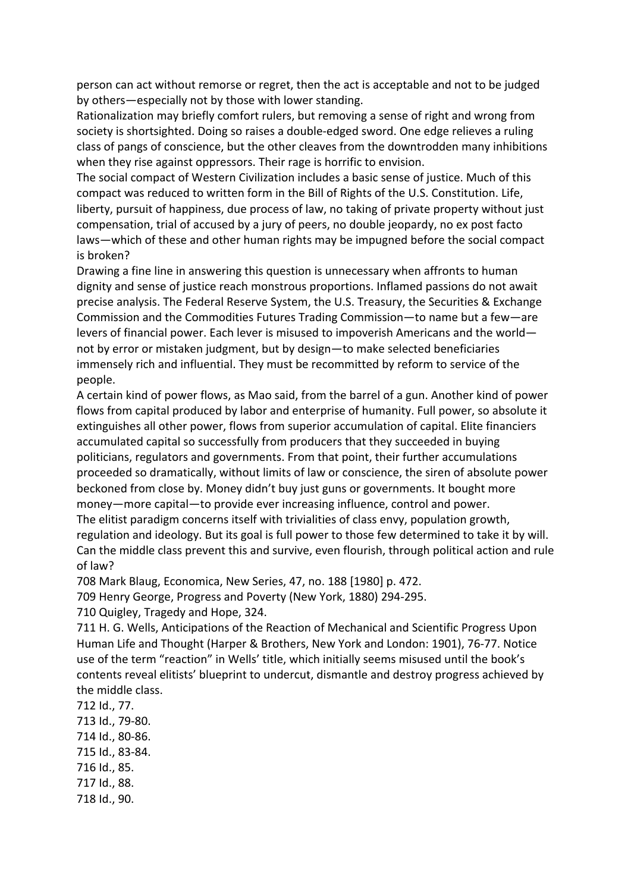person can act without remorse or regret, then the act is acceptable and not to be judged by others—especially not by those with lower standing.

Rationalization may briefly comfort rulers, but removing a sense of right and wrong from society is shortsighted. Doing so raises a double-edged sword. One edge relieves a ruling class of pangs of conscience, but the other cleaves from the downtrodden many inhibitions when they rise against oppressors. Their rage is horrific to envision.

The social compact of Western Civilization includes a basic sense of justice. Much of this compact was reduced to written form in the Bill of Rights of the U.S. Constitution. Life, liberty, pursuit of happiness, due process of law, no taking of private property without just compensation, trial of accused by a jury of peers, no double jeopardy, no ex post facto laws—which of these and other human rights may be impugned before the social compact is broken?

Drawing a fine line in answering this question is unnecessary when affronts to human dignity and sense of justice reach monstrous proportions. Inflamed passions do not await precise analysis. The Federal Reserve System, the U.S. Treasury, the Securities & Exchange Commission and the Commodities Futures Trading Commission—to name but a few—are levers of financial power. Each lever is misused to impoverish Americans and the world—not by error or mistaken judgment, but by design—to make selected beneficiaries immensely rich and influential. They must be recommitted by reform to service of the people.

A certain kind of power flows, as Mao said, from the barrel of a gun. Another kind of power flows from capital produced by labor and enterprise of humanity. Full power, so absolute it extinguishes all other power, flows from superior accumulation of capital. Elite financiers accumulated capital so successfully from producers that they succeeded in buying politicians, regulators and governments. From that point, their further accumulations proceeded so dramatically, without limits of law or conscience, the siren of absolute power beckoned from close by. Money didn't buy just guns or governments. It bought more money—more capital—to provide ever increasing influence, control and power.

The elitist paradigm concerns itself with trivialities of class envy, population growth, regulation and ideology. But its goal is full power to those few determined to take it by will. Can the middle class prevent this and survive, even flourish, through political action and rule of law?

708 Mark Blaug, Economica, New Series, 47, no. 188 [1980] p. 472.

709 Henry George, Progress and Poverty (New York, 1880) 294-295.

710 Quigley, Tragedy and Hope, 324.

711 H. G. Wells, Anticipations of the Reaction of Mechanical and Scientific Progress Upon Human Life and Thought (Harper & Brothers, New York and London: 1901), 76-77. Notice use of the term "reaction" in Wells' title, which initially seems misused until the book's contents reveal elitists' blueprint to undercut, dismantle and destroy progress achieved by the middle class.

712 Id., 77.

713 Id., 79-80.

714 Id., 80-86.

715 Id., 83-84.

716 Id., 85.

717 Id., 88.

718 Id., 90.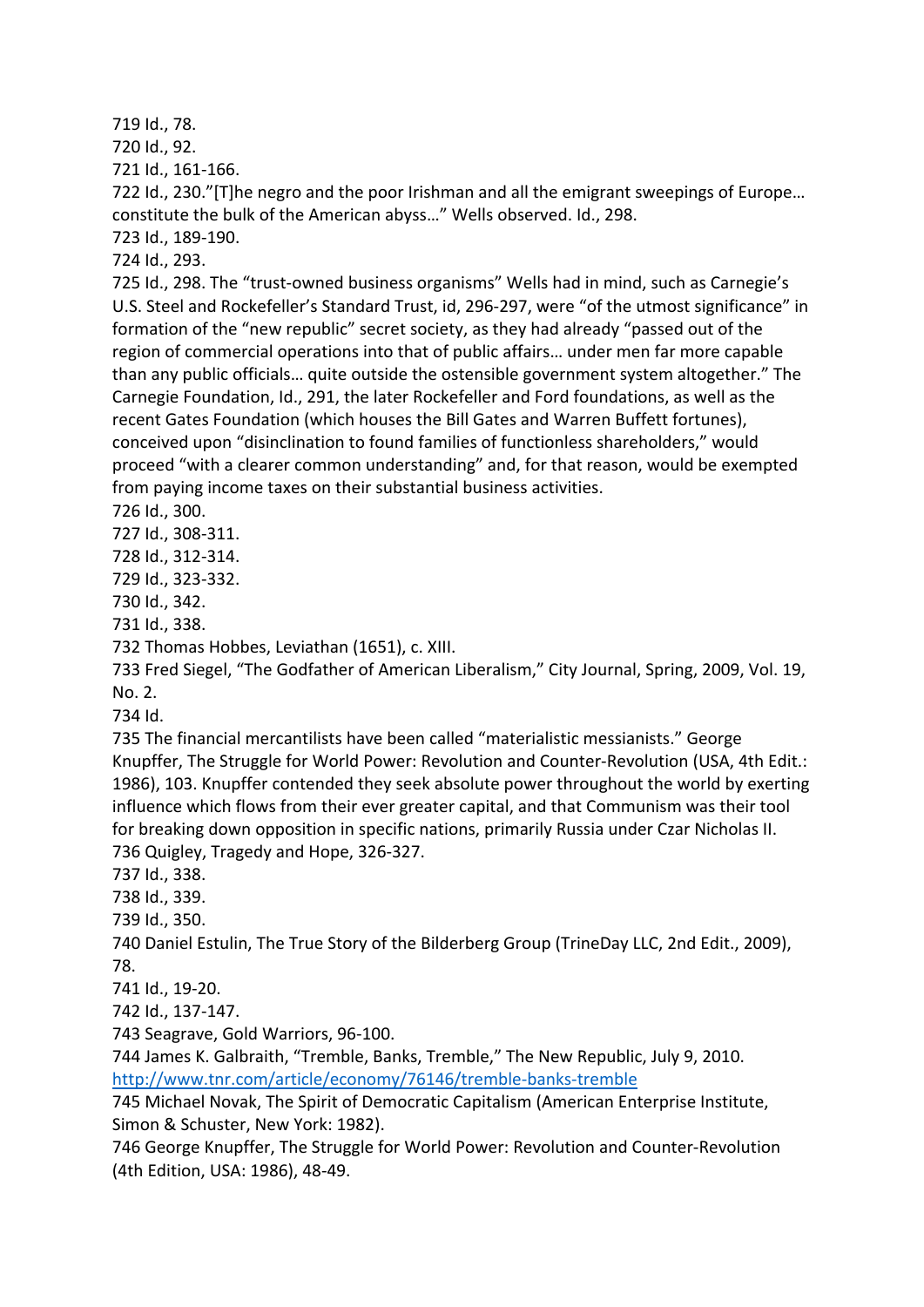719 Id., 78.
720 Id., 92.
721 Id., 161-166.
722 Id., 230."[T]he negro and the poor Irishman and all the emigrant sweepings of Europe… constitute the bulk of the American abyss…" Wells observed. Id., 298.
723 Id., 189-190.
724 Id., 293.
725 Id., 298. The "trust-owned business organisms" Wells had in mind, such as Carnegie's U.S. Steel and Rockefeller's Standard Trust, id, 296-297, were "of the utmost significance" in formation of the "new republic" secret society, as they had already "passed out of the region of commercial operations into that of public affairs… under men far more capable than any public officials… quite outside the ostensible government system altogether." The Carnegie Foundation, Id., 291, the later Rockefeller and Ford foundations, as well as the recent Gates Foundation (which houses the Bill Gates and Warren Buffett fortunes), conceived upon "disinclination to found families of functionless shareholders," would proceed "with a clearer common understanding" and, for that reason, would be exempted from paying income taxes on their substantial business activities.
726 Id., 300.
727 Id., 308-311.
728 Id., 312-314.
729 Id., 323-332.
730 Id., 342.
731 Id., 338.
732 Thomas Hobbes, Leviathan (1651), c. XIII.
733 Fred Siegel, "The Godfather of American Liberalism," City Journal, Spring, 2009, Vol. 19, No. 2.
734 Id.
735 The financial mercantilists have been called "materialistic messianists." George Knupffer, The Struggle for World Power: Revolution and Counter-Revolution (USA, 4th Edit.: 1986), 103. Knupffer contended they seek absolute power throughout the world by exerting influence which flows from their ever greater capital, and that Communism was their tool for breaking down opposition in specific nations, primarily Russia under Czar Nicholas II.
736 Quigley, Tragedy and Hope, 326-327.
737 Id., 338.
738 Id., 339.
739 Id., 350.
740 Daniel Estulin, The True Story of the Bilderberg Group (TrineDay LLC, 2nd Edit., 2009), 78.
741 Id., 19-20.
742 Id., 137-147.
743 Seagrave, Gold Warriors, 96-100.
744 James K. Galbraith, "Tremble, Banks, Tremble," The New Republic, July 9, 2010. http://www.tnr.com/article/economy/76146/tremble-banks-tremble
745 Michael Novak, The Spirit of Democratic Capitalism (American Enterprise Institute, Simon & Schuster, New York: 1982).
746 George Knupffer, The Struggle for World Power: Revolution and Counter-Revolution (4th Edition, USA: 1986), 48-49.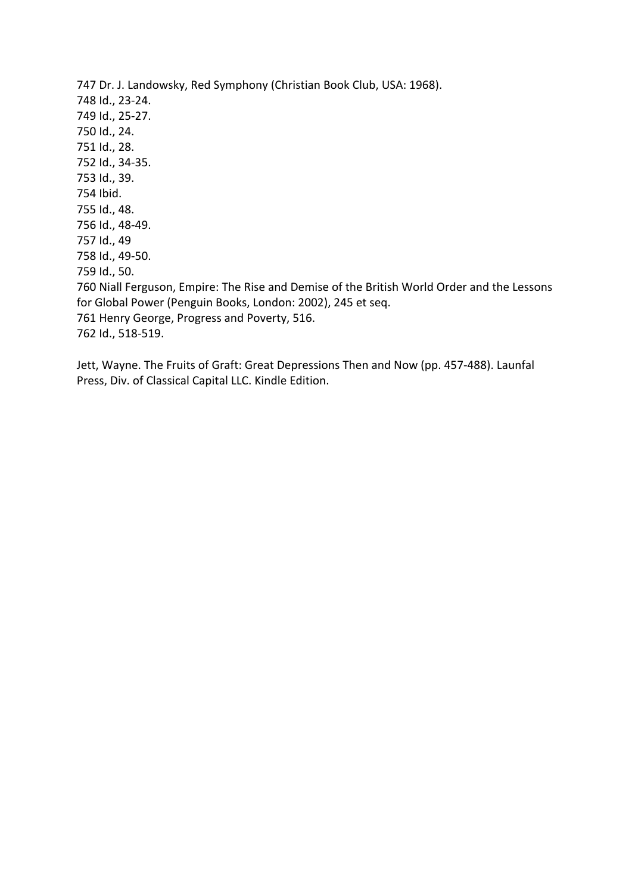747 Dr. J. Landowsky, Red Symphony (Christian Book Club, USA: 1968).
748 Id., 23-24.
749 Id., 25-27.
750 Id., 24.
751 Id., 28.
752 Id., 34-35.
753 Id., 39.
754 Ibid.
755 Id., 48.
756 Id., 48-49.
757 Id., 49
758 Id., 49-50.
759 Id., 50.
760 Niall Ferguson, Empire: The Rise and Demise of the British World Order and the Lessons for Global Power (Penguin Books, London: 2002), 245 et seq.
761 Henry George, Progress and Poverty, 516.
762 Id., 518-519.

Jett, Wayne. The Fruits of Graft: Great Depressions Then and Now (pp. 457-488). Launfal Press, Div. of Classical Capital LLC. Kindle Edition.